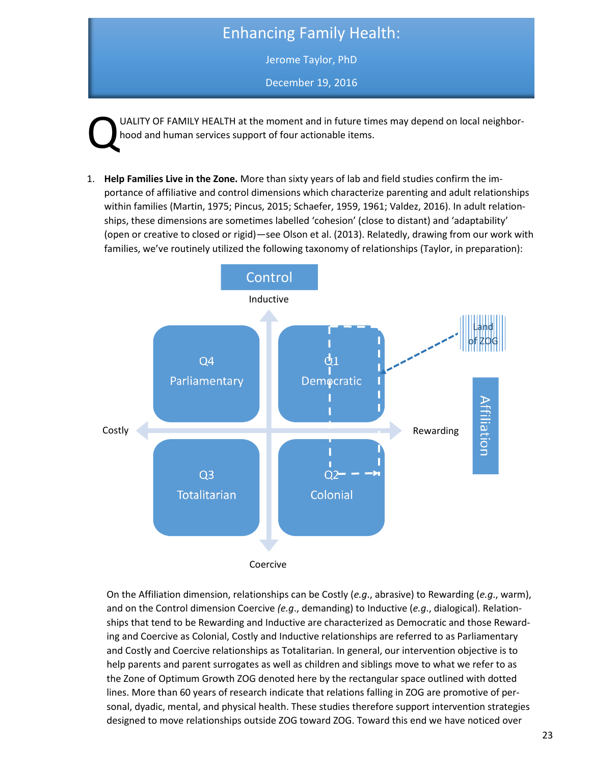# Enhancing Family Health:

Jerome Taylor, PhD

December 19, 2016

QUALITY OF FAMILY HEALTH at the moment and in future times may depend on local neighborhood and human services support of four actionable items.

1. **Help Families Live in the Zone.** More than sixty years of lab and field studies confirm the importance of affiliative and control dimensions which characterize parenting and adult relationships within families (Martin, 1975; Pincus, 2015; Schaefer, 1959, 1961; Valdez, 2016). In adult relationships, these dimensions are sometimes labelled 'cohesion' (close to distant) and 'adaptability' (open or creative to closed or rigid)—see Olson et al. (2013). Relatedly, drawing from our work with families, we've routinely utilized the following taxonomy of relationships (Taylor, in preparation):

Control

Inductive

| | Costly | Rewarding |
|---|---|---|
| **Inductive** | Q4 Parliamentary | Q1 Democratic |
| **Coercive** | Q3 Totalitarian | Q2 Colonial |

Coercive

Affiliation

Land of ZOG

On the Affiliation dimension, relationships can be Costly (*e.g.*, abrasive) to Rewarding (*e.g.*, warm), and on the Control dimension Coercive *(e.g.*, demanding) to Inductive (*e.g.*, dialogical). Relationships that tend to be Rewarding and Inductive are characterized as Democratic and those Rewarding and Coercive as Colonial, Costly and Inductive relationships are referred to as Parliamentary and Costly and Coercive relationships as Totalitarian. In general, our intervention objective is to help parents and parent surrogates as well as children and siblings move to what we refer to as the Zone of Optimum Growth ZOG denoted here by the rectangular space outlined with dotted lines. More than 60 years of research indicate that relations falling in ZOG are promotive of personal, dyadic, mental, and physical health. These studies therefore support intervention strategies designed to move relationships outside ZOG toward ZOG. Toward this end we have noticed over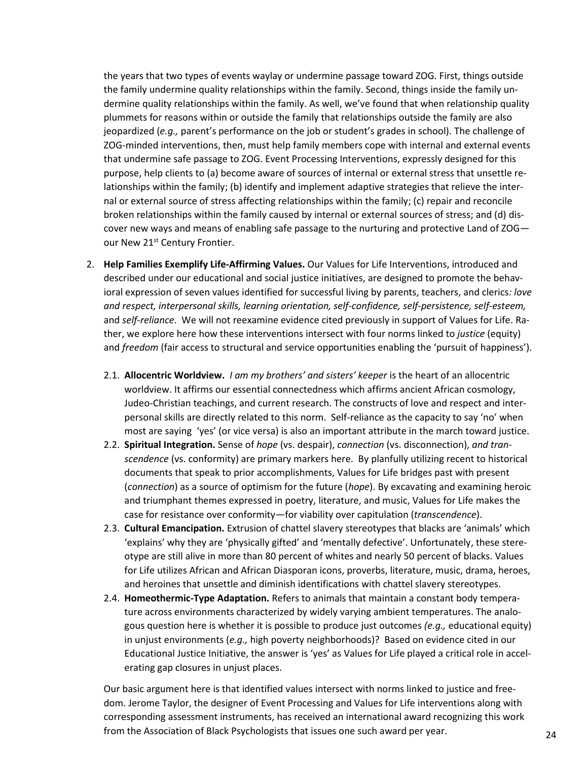the years that two types of events waylay or undermine passage toward ZOG. First, things outside the family undermine quality relationships within the family. Second, things inside the family undermine quality relationships within the family. As well, we've found that when relationship quality plummets for reasons within or outside the family that relationships outside the family are also jeopardized (*e.g.,* parent's performance on the job or student's grades in school). The challenge of ZOG-minded interventions, then, must help family members cope with internal and external events that undermine safe passage to ZOG. Event Processing Interventions, expressly designed for this purpose, help clients to (a) become aware of sources of internal or external stress that unsettle relationships within the family; (b) identify and implement adaptive strategies that relieve the internal or external source of stress affecting relationships within the family; (c) repair and reconcile broken relationships within the family caused by internal or external sources of stress; and (d) discover new ways and means of enabling safe passage to the nurturing and protective Land of ZOG—our New 21st Century Frontier.

2. **Help Families Exemplify Life-Affirming Values.** Our Values for Life Interventions, introduced and described under our educational and social justice initiatives, are designed to promote the behavioral expression of seven values identified for successful living by parents, teachers, and clerics*: love and respect, interpersonal skills, learning orientation, self-confidence, self-persistence, self-esteem,* and *self-reliance*. We will not reexamine evidence cited previously in support of Values for Life. Rather, we explore here how these interventions intersect with four norms linked to *justice* (equity) and *freedom* (fair access to structural and service opportunities enabling the 'pursuit of happiness').

    2.1. **Allocentric Worldview.** *I am my brothers' and sisters' keeper* is the heart of an allocentric worldview. It affirms our essential connectedness which affirms ancient African cosmology, Judeo-Christian teachings, and current research. The constructs of love and respect and interpersonal skills are directly related to this norm. Self-reliance as the capacity to say 'no' when most are saying 'yes' (or vice versa) is also an important attribute in the march toward justice.

    2.2. **Spiritual Integration.** Sense of *hope* (vs. despair), *connection* (vs. disconnection), *and transcendence* (vs. conformity) are primary markers here. By planfully utilizing recent to historical documents that speak to prior accomplishments, Values for Life bridges past with present (*connection*) as a source of optimism for the future (*hope*). By excavating and examining heroic and triumphant themes expressed in poetry, literature, and music, Values for Life makes the case for resistance over conformity—for viability over capitulation (*transcendence*).

    2.3. **Cultural Emancipation.** Extrusion of chattel slavery stereotypes that blacks are 'animals' which 'explains' why they are 'physically gifted' and 'mentally defective'. Unfortunately, these stereotype are still alive in more than 80 percent of whites and nearly 50 percent of blacks. Values for Life utilizes African and African Diasporan icons, proverbs, literature, music, drama, heroes, and heroines that unsettle and diminish identifications with chattel slavery stereotypes.

    2.4. **Homeothermic-Type Adaptation.** Refers to animals that maintain a constant body temperature across environments characterized by widely varying ambient temperatures. The analogous question here is whether it is possible to produce just outcomes *(e.g.,* educational equity) in unjust environments (*e.g.,* high poverty neighborhoods)? Based on evidence cited in our Educational Justice Initiative, the answer is 'yes' as Values for Life played a critical role in accelerating gap closures in unjust places.

Our basic argument here is that identified values intersect with norms linked to justice and freedom. Jerome Taylor, the designer of Event Processing and Values for Life interventions along with corresponding assessment instruments, has received an international award recognizing this work from the Association of Black Psychologists that issues one such award per year.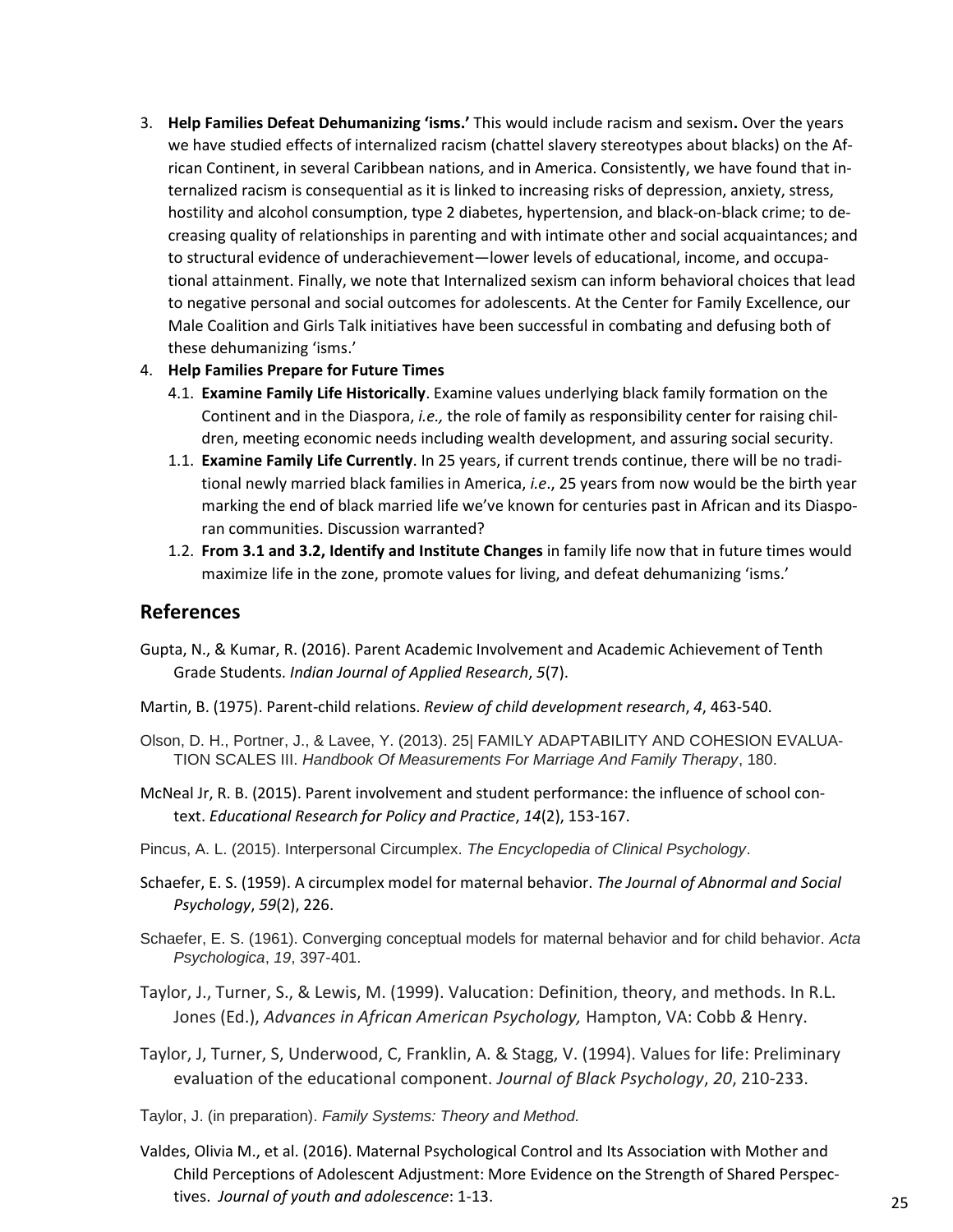3. **Help Families Defeat Dehumanizing 'isms.'** This would include racism and sexism**.** Over the years we have studied effects of internalized racism (chattel slavery stereotypes about blacks) on the African Continent, in several Caribbean nations, and in America. Consistently, we have found that internalized racism is consequential as it is linked to increasing risks of depression, anxiety, stress, hostility and alcohol consumption, type 2 diabetes, hypertension, and black-on-black crime; to decreasing quality of relationships in parenting and with intimate other and social acquaintances; and to structural evidence of underachievement—lower levels of educational, income, and occupational attainment. Finally, we note that Internalized sexism can inform behavioral choices that lead to negative personal and social outcomes for adolescents. At the Center for Family Excellence, our Male Coalition and Girls Talk initiatives have been successful in combating and defusing both of these dehumanizing 'isms.'
4. **Help Families Prepare for Future Times**
   - 4.1. **Examine Family Life Historically**. Examine values underlying black family formation on the Continent and in the Diaspora, *i.e.,* the role of family as responsibility center for raising children, meeting economic needs including wealth development, and assuring social security.
   - 1.1. **Examine Family Life Currently**. In 25 years, if current trends continue, there will be no traditional newly married black families in America, *i.e*., 25 years from now would be the birth year marking the end of black married life we've known for centuries past in African and its Diasporan communities. Discussion warranted?
   - 1.2. **From 3.1 and 3.2, Identify and Institute Changes** in family life now that in future times would maximize life in the zone, promote values for living, and defeat dehumanizing 'isms.'

## References

Gupta, N., & Kumar, R. (2016). Parent Academic Involvement and Academic Achievement of Tenth Grade Students. *Indian Journal of Applied Research*, *5*(7).

Martin, B. (1975). Parent-child relations. *Review of child development research*, *4*, 463-540.

Olson, D. H., Portner, J., & Lavee, Y. (2013). 25| FAMILY ADAPTABILITY AND COHESION EVALUATION SCALES III. *Handbook Of Measurements For Marriage And Family Therapy*, 180.

McNeal Jr, R. B. (2015). Parent involvement and student performance: the influence of school context. *Educational Research for Policy and Practice*, *14*(2), 153-167.

Pincus, A. L. (2015). Interpersonal Circumplex. *The Encyclopedia of Clinical Psychology*.

Schaefer, E. S. (1959). A circumplex model for maternal behavior. *The Journal of Abnormal and Social Psychology*, *59*(2), 226.

Schaefer, E. S. (1961). Converging conceptual models for maternal behavior and for child behavior. *Acta Psychologica*, *19*, 397-401.

Taylor, J., Turner, S., & Lewis, M. (1999). Valucation: Definition, theory, and methods. In R.L. Jones (Ed.), *Advances in African American Psychology,* Hampton, VA: Cobb & Henry.

Taylor, J, Turner, S, Underwood, C, Franklin, A. & Stagg, V. (1994). Values for life: Preliminary evaluation of the educational component. *Journal of Black Psychology*, *20*, 210-233.

Taylor, J. (in preparation). *Family Systems: Theory and Method.*

Valdes, Olivia M., et al. (2016). Maternal Psychological Control and Its Association with Mother and Child Perceptions of Adolescent Adjustment: More Evidence on the Strength of Shared Perspectives. *Journal of youth and adolescence*: 1-13.